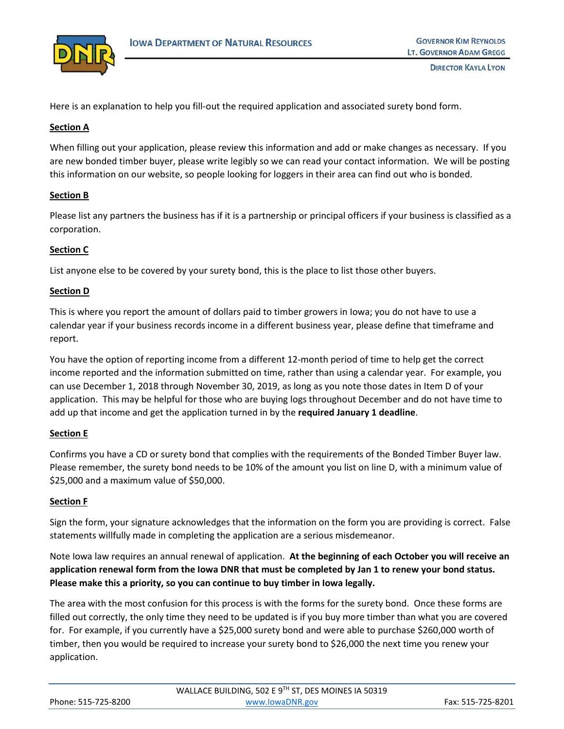IOWA DEPARTMENT OF NATURAL RESOURCES

GOVERNOR KIM REYNOLDS
LT. GOVERNOR ADAM GREGG
DIRECTOR KAYLA LYON

Here is an explanation to help you fill-out the required application and associated surety bond form.

**Section A**

When filling out your application, please review this information and add or make changes as necessary. If you are new bonded timber buyer, please write legibly so we can read your contact information. We will be posting this information on our website, so people looking for loggers in their area can find out who is bonded.

**Section B**

Please list any partners the business has if it is a partnership or principal officers if your business is classified as a corporation.

**Section C**

List anyone else to be covered by your surety bond, this is the place to list those other buyers.

**Section D**

This is where you report the amount of dollars paid to timber growers in Iowa; you do not have to use a calendar year if your business records income in a different business year, please define that timeframe and report.

You have the option of reporting income from a different 12-month period of time to help get the correct income reported and the information submitted on time, rather than using a calendar year. For example, you can use December 1, 2018 through November 30, 2019, as long as you note those dates in Item D of your application. This may be helpful for those who are buying logs throughout December and do not have time to add up that income and get the application turned in by the **required January 1 deadline**.

**Section E**

Confirms you have a CD or surety bond that complies with the requirements of the Bonded Timber Buyer law. Please remember, the surety bond needs to be 10% of the amount you list on line D, with a minimum value of $25,000 and a maximum value of $50,000.

**Section F**

Sign the form, your signature acknowledges that the information on the form you are providing is correct. False statements willfully made in completing the application are a serious misdemeanor.

Note Iowa law requires an annual renewal of application. **At the beginning of each October you will receive an application renewal form from the Iowa DNR that must be completed by Jan 1 to renew your bond status. Please make this a priority, so you can continue to buy timber in Iowa legally.**

The area with the most confusion for this process is with the forms for the surety bond. Once these forms are filled out correctly, the only time they need to be updated is if you buy more timber than what you are covered for. For example, if you currently have a $25,000 surety bond and were able to purchase $260,000 worth of timber, then you would be required to increase your surety bond to $26,000 the next time you renew your application.

WALLACE BUILDING, 502 E 9TH ST, DES MOINES IA 50319

Phone: 515-725-8200 | www.IowaDNR.gov | Fax: 515-725-8201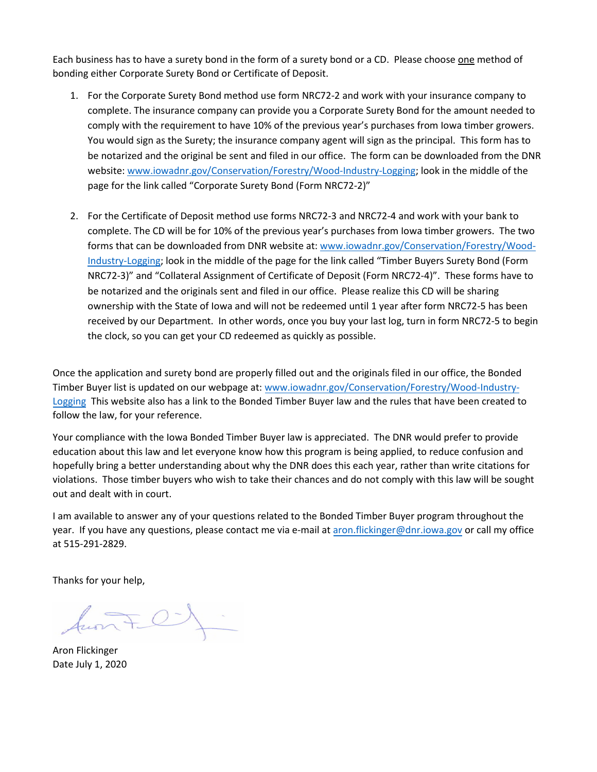Each business has to have a surety bond in the form of a surety bond or a CD. Please choose one method of bonding either Corporate Surety Bond or Certificate of Deposit.

1. For the Corporate Surety Bond method use form NRC72-2 and work with your insurance company to complete. The insurance company can provide you a Corporate Surety Bond for the amount needed to comply with the requirement to have 10% of the previous year's purchases from Iowa timber growers. You would sign as the Surety; the insurance company agent will sign as the principal. This form has to be notarized and the original be sent and filed in our office. The form can be downloaded from the DNR website: www.iowadnr.gov/Conservation/Forestry/Wood-Industry-Logging; look in the middle of the page for the link called "Corporate Surety Bond (Form NRC72-2)"

2. For the Certificate of Deposit method use forms NRC72-3 and NRC72-4 and work with your bank to complete. The CD will be for 10% of the previous year's purchases from Iowa timber growers. The two forms that can be downloaded from DNR website at: www.iowadnr.gov/Conservation/Forestry/Wood-Industry-Logging; look in the middle of the page for the link called "Timber Buyers Surety Bond (Form NRC72-3)" and "Collateral Assignment of Certificate of Deposit (Form NRC72-4)". These forms have to be notarized and the originals sent and filed in our office. Please realize this CD will be sharing ownership with the State of Iowa and will not be redeemed until 1 year after form NRC72-5 has been received by our Department. In other words, once you buy your last log, turn in form NRC72-5 to begin the clock, so you can get your CD redeemed as quickly as possible.

Once the application and surety bond are properly filled out and the originals filed in our office, the Bonded Timber Buyer list is updated on our webpage at: www.iowadnr.gov/Conservation/Forestry/Wood-Industry-Logging This website also has a link to the Bonded Timber Buyer law and the rules that have been created to follow the law, for your reference.

Your compliance with the Iowa Bonded Timber Buyer law is appreciated. The DNR would prefer to provide education about this law and let everyone know how this program is being applied, to reduce confusion and hopefully bring a better understanding about why the DNR does this each year, rather than write citations for violations. Those timber buyers who wish to take their chances and do not comply with this law will be sought out and dealt with in court.

I am available to answer any of your questions related to the Bonded Timber Buyer program throughout the year. If you have any questions, please contact me via e-mail at aron.flickinger@dnr.iowa.gov or call my office at 515-291-2829.

Thanks for your help,

Aron Flickinger
Date July 1, 2020